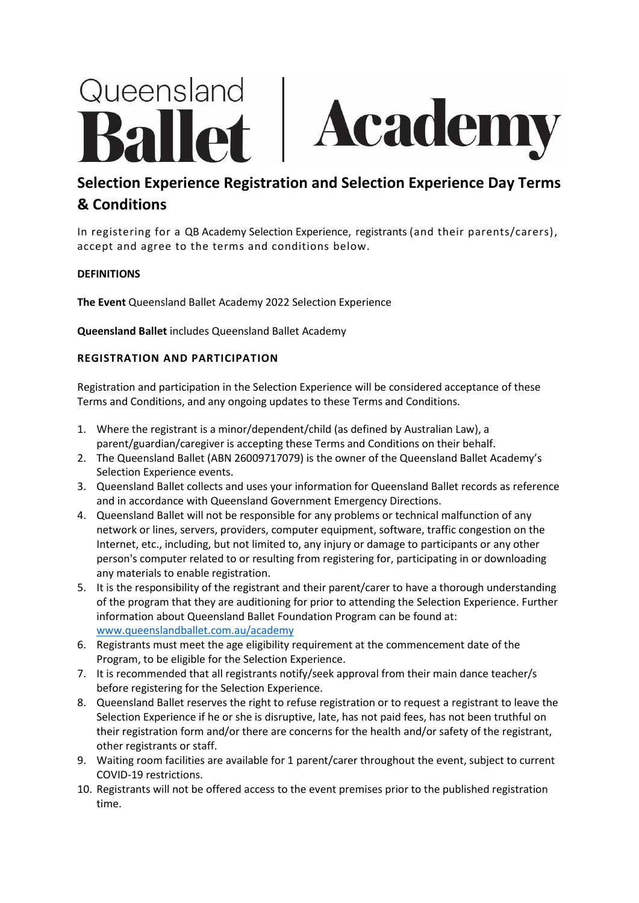# Queensland Ballet | Academy

## Selection Experience Registration and Selection Experience Day Terms & Conditions

In registering for a QB Academy Selection Experience, registrants (and their parents/carers), accept and agree to the terms and conditions below.

**DEFINITIONS**

**The Event** Queensland Ballet Academy 2022 Selection Experience

**Queensland Ballet** includes Queensland Ballet Academy

**REGISTRATION AND PARTICIPATION**

Registration and participation in the Selection Experience will be considered acceptance of these Terms and Conditions, and any ongoing updates to these Terms and Conditions.

1. Where the registrant is a minor/dependent/child (as defined by Australian Law), a parent/guardian/caregiver is accepting these Terms and Conditions on their behalf.
2. The Queensland Ballet (ABN 26009717079) is the owner of the Queensland Ballet Academy's Selection Experience events.
3. Queensland Ballet collects and uses your information for Queensland Ballet records as reference and in accordance with Queensland Government Emergency Directions.
4. Queensland Ballet will not be responsible for any problems or technical malfunction of any network or lines, servers, providers, computer equipment, software, traffic congestion on the Internet, etc., including, but not limited to, any injury or damage to participants or any other person's computer related to or resulting from registering for, participating in or downloading any materials to enable registration.
5. It is the responsibility of the registrant and their parent/carer to have a thorough understanding of the program that they are auditioning for prior to attending the Selection Experience. Further information about Queensland Ballet Foundation Program can be found at: www.queenslandballet.com.au/academy
6. Registrants must meet the age eligibility requirement at the commencement date of the Program, to be eligible for the Selection Experience.
7. It is recommended that all registrants notify/seek approval from their main dance teacher/s before registering for the Selection Experience.
8. Queensland Ballet reserves the right to refuse registration or to request a registrant to leave the Selection Experience if he or she is disruptive, late, has not paid fees, has not been truthful on their registration form and/or there are concerns for the health and/or safety of the registrant, other registrants or staff.
9. Waiting room facilities are available for 1 parent/carer throughout the event, subject to current COVID-19 restrictions.
10. Registrants will not be offered access to the event premises prior to the published registration time.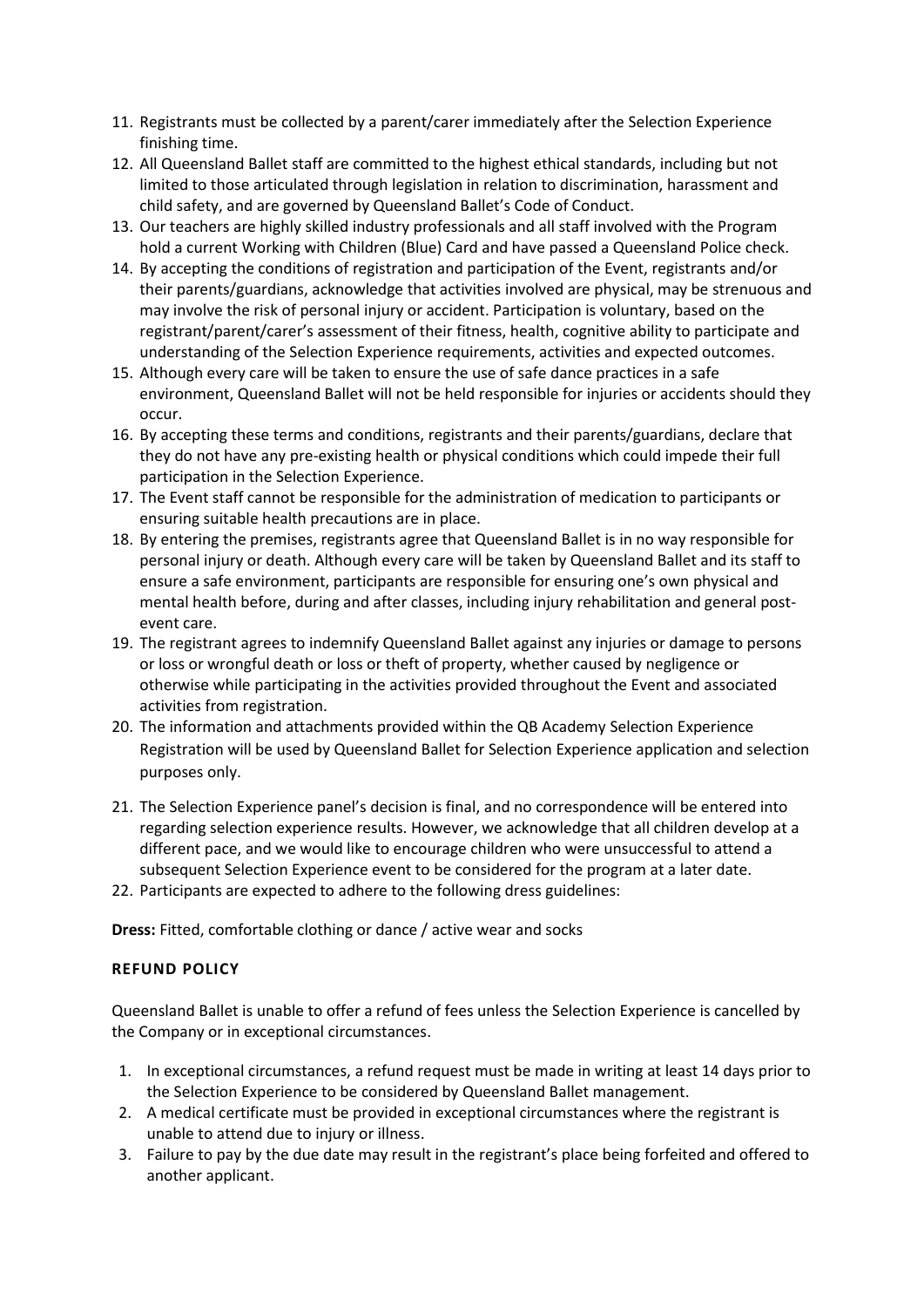11. Registrants must be collected by a parent/carer immediately after the Selection Experience finishing time.
12. All Queensland Ballet staff are committed to the highest ethical standards, including but not limited to those articulated through legislation in relation to discrimination, harassment and child safety, and are governed by Queensland Ballet's Code of Conduct.
13. Our teachers are highly skilled industry professionals and all staff involved with the Program hold a current Working with Children (Blue) Card and have passed a Queensland Police check.
14. By accepting the conditions of registration and participation of the Event, registrants and/or their parents/guardians, acknowledge that activities involved are physical, may be strenuous and may involve the risk of personal injury or accident. Participation is voluntary, based on the registrant/parent/carer's assessment of their fitness, health, cognitive ability to participate and understanding of the Selection Experience requirements, activities and expected outcomes.
15. Although every care will be taken to ensure the use of safe dance practices in a safe environment, Queensland Ballet will not be held responsible for injuries or accidents should they occur.
16. By accepting these terms and conditions, registrants and their parents/guardians, declare that they do not have any pre-existing health or physical conditions which could impede their full participation in the Selection Experience.
17. The Event staff cannot be responsible for the administration of medication to participants or ensuring suitable health precautions are in place.
18. By entering the premises, registrants agree that Queensland Ballet is in no way responsible for personal injury or death. Although every care will be taken by Queensland Ballet and its staff to ensure a safe environment, participants are responsible for ensuring one's own physical and mental health before, during and after classes, including injury rehabilitation and general post-event care.
19. The registrant agrees to indemnify Queensland Ballet against any injuries or damage to persons or loss or wrongful death or loss or theft of property, whether caused by negligence or otherwise while participating in the activities provided throughout the Event and associated activities from registration.
20. The information and attachments provided within the QB Academy Selection Experience Registration will be used by Queensland Ballet for Selection Experience application and selection purposes only.
21. The Selection Experience panel's decision is final, and no correspondence will be entered into regarding selection experience results. However, we acknowledge that all children develop at a different pace, and we would like to encourage children who were unsuccessful to attend a subsequent Selection Experience event to be considered for the program at a later date.
22. Participants are expected to adhere to the following dress guidelines:

**Dress:** Fitted, comfortable clothing or dance / active wear and socks

**REFUND POLICY**

Queensland Ballet is unable to offer a refund of fees unless the Selection Experience is cancelled by the Company or in exceptional circumstances.

1. In exceptional circumstances, a refund request must be made in writing at least 14 days prior to the Selection Experience to be considered by Queensland Ballet management.
2. A medical certificate must be provided in exceptional circumstances where the registrant is unable to attend due to injury or illness.
3. Failure to pay by the due date may result in the registrant's place being forfeited and offered to another applicant.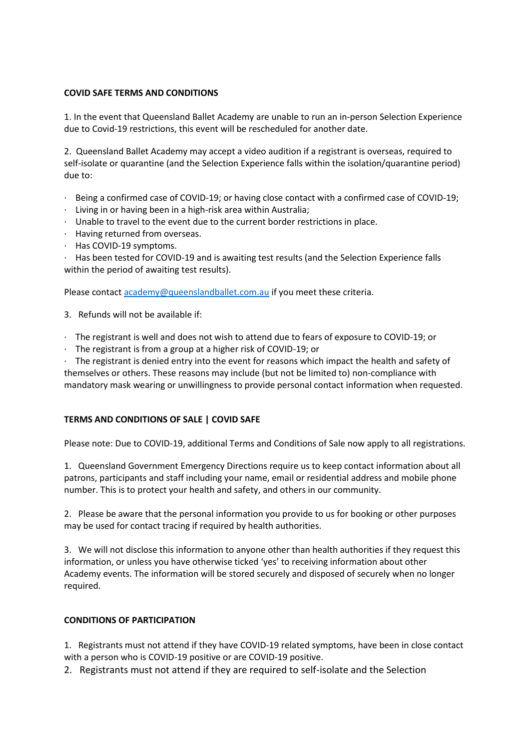**COVID SAFE TERMS AND CONDITIONS**

1. In the event that Queensland Ballet Academy are unable to run an in-person Selection Experience due to Covid-19 restrictions, this event will be rescheduled for another date.

2. Queensland Ballet Academy may accept a video audition if a registrant is overseas, required to self-isolate or quarantine (and the Selection Experience falls within the isolation/quarantine period) due to:

- Being a confirmed case of COVID-19; or having close contact with a confirmed case of COVID-19;
- Living in or having been in a high-risk area within Australia;
- Unable to travel to the event due to the current border restrictions in place.
- Having returned from overseas.
- Has COVID-19 symptoms.
- Has been tested for COVID-19 and is awaiting test results (and the Selection Experience falls within the period of awaiting test results).

Please contact academy@queenslandballet.com.au if you meet these criteria.

3. Refunds will not be available if:

- The registrant is well and does not wish to attend due to fears of exposure to COVID-19; or
- The registrant is from a group at a higher risk of COVID-19; or
- The registrant is denied entry into the event for reasons which impact the health and safety of themselves or others. These reasons may include (but not be limited to) non-compliance with mandatory mask wearing or unwillingness to provide personal contact information when requested.

**TERMS AND CONDITIONS OF SALE | COVID SAFE**

Please note: Due to COVID-19, additional Terms and Conditions of Sale now apply to all registrations.

1. Queensland Government Emergency Directions require us to keep contact information about all patrons, participants and staff including your name, email or residential address and mobile phone number. This is to protect your health and safety, and others in our community.

2. Please be aware that the personal information you provide to us for booking or other purposes may be used for contact tracing if required by health authorities.

3. We will not disclose this information to anyone other than health authorities if they request this information, or unless you have otherwise ticked 'yes' to receiving information about other Academy events. The information will be stored securely and disposed of securely when no longer required.

**CONDITIONS OF PARTICIPATION**

1. Registrants must not attend if they have COVID-19 related symptoms, have been in close contact with a person who is COVID-19 positive or are COVID-19 positive.
2. Registrants must not attend if they are required to self-isolate and the Selection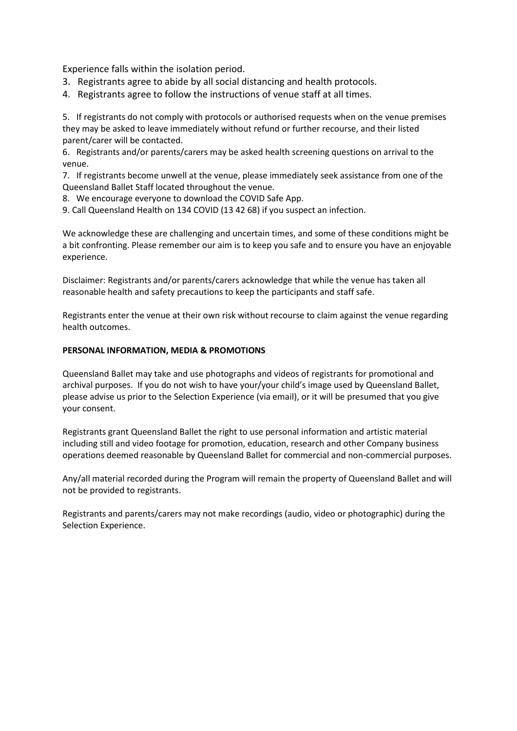Experience falls within the isolation period.

3. Registrants agree to abide by all social distancing and health protocols.
4. Registrants agree to follow the instructions of venue staff at all times.
5. If registrants do not comply with protocols or authorised requests when on the venue premises they may be asked to leave immediately without refund or further recourse, and their listed parent/carer will be contacted.
6. Registrants and/or parents/carers may be asked health screening questions on arrival to the venue.
7. If registrants become unwell at the venue, please immediately seek assistance from one of the Queensland Ballet Staff located throughout the venue.
8. We encourage everyone to download the COVID Safe App.
9. Call Queensland Health on 134 COVID (13 42 68) if you suspect an infection.

We acknowledge these are challenging and uncertain times, and some of these conditions might be a bit confronting. Please remember our aim is to keep you safe and to ensure you have an enjoyable experience.

Disclaimer: Registrants and/or parents/carers acknowledge that while the venue has taken all reasonable health and safety precautions to keep the participants and staff safe.

Registrants enter the venue at their own risk without recourse to claim against the venue regarding health outcomes.

**PERSONAL INFORMATION, MEDIA & PROMOTIONS**

Queensland Ballet may take and use photographs and videos of registrants for promotional and archival purposes. If you do not wish to have your/your child's image used by Queensland Ballet, please advise us prior to the Selection Experience (via email), or it will be presumed that you give your consent.

Registrants grant Queensland Ballet the right to use personal information and artistic material including still and video footage for promotion, education, research and other Company business operations deemed reasonable by Queensland Ballet for commercial and non-commercial purposes.

Any/all material recorded during the Program will remain the property of Queensland Ballet and will not be provided to registrants.

Registrants and parents/carers may not make recordings (audio, video or photographic) during the Selection Experience.